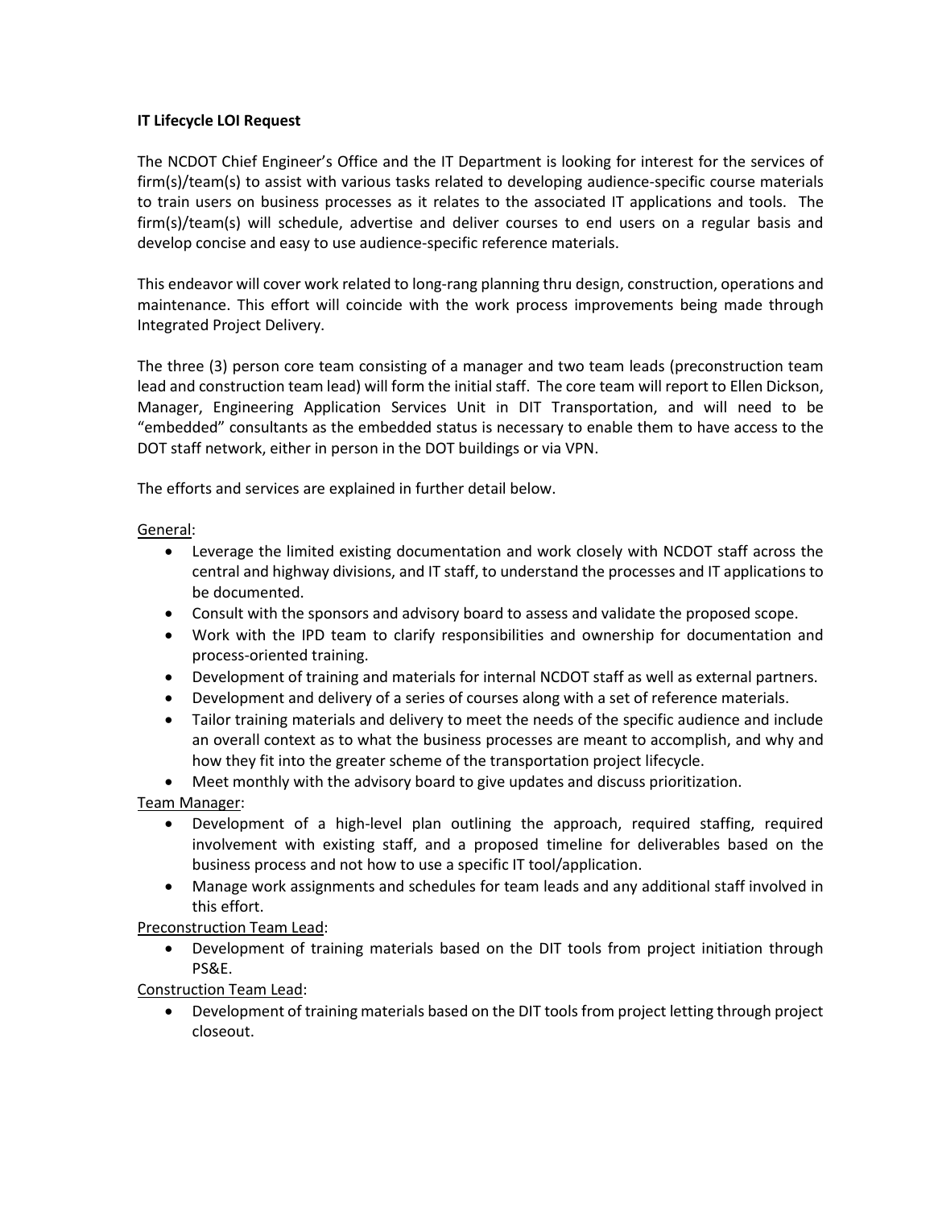**IT Lifecycle LOI Request**

The NCDOT Chief Engineer's Office and the IT Department is looking for interest for the services of firm(s)/team(s) to assist with various tasks related to developing audience-specific course materials to train users on business processes as it relates to the associated IT applications and tools. The firm(s)/team(s) will schedule, advertise and deliver courses to end users on a regular basis and develop concise and easy to use audience-specific reference materials.

This endeavor will cover work related to long-rang planning thru design, construction, operations and maintenance. This effort will coincide with the work process improvements being made through Integrated Project Delivery.

The three (3) person core team consisting of a manager and two team leads (preconstruction team lead and construction team lead) will form the initial staff. The core team will report to Ellen Dickson, Manager, Engineering Application Services Unit in DIT Transportation, and will need to be "embedded" consultants as the embedded status is necessary to enable them to have access to the DOT staff network, either in person in the DOT buildings or via VPN.

The efforts and services are explained in further detail below.

General:

- Leverage the limited existing documentation and work closely with NCDOT staff across the central and highway divisions, and IT staff, to understand the processes and IT applications to be documented.
- Consult with the sponsors and advisory board to assess and validate the proposed scope.
- Work with the IPD team to clarify responsibilities and ownership for documentation and process-oriented training.
- Development of training and materials for internal NCDOT staff as well as external partners.
- Development and delivery of a series of courses along with a set of reference materials.
- Tailor training materials and delivery to meet the needs of the specific audience and include an overall context as to what the business processes are meant to accomplish, and why and how they fit into the greater scheme of the transportation project lifecycle.
- Meet monthly with the advisory board to give updates and discuss prioritization.

Team Manager:

- Development of a high-level plan outlining the approach, required staffing, required involvement with existing staff, and a proposed timeline for deliverables based on the business process and not how to use a specific IT tool/application.
- Manage work assignments and schedules for team leads and any additional staff involved in this effort.

Preconstruction Team Lead:

- Development of training materials based on the DIT tools from project initiation through PS&E.

Construction Team Lead:

- Development of training materials based on the DIT tools from project letting through project closeout.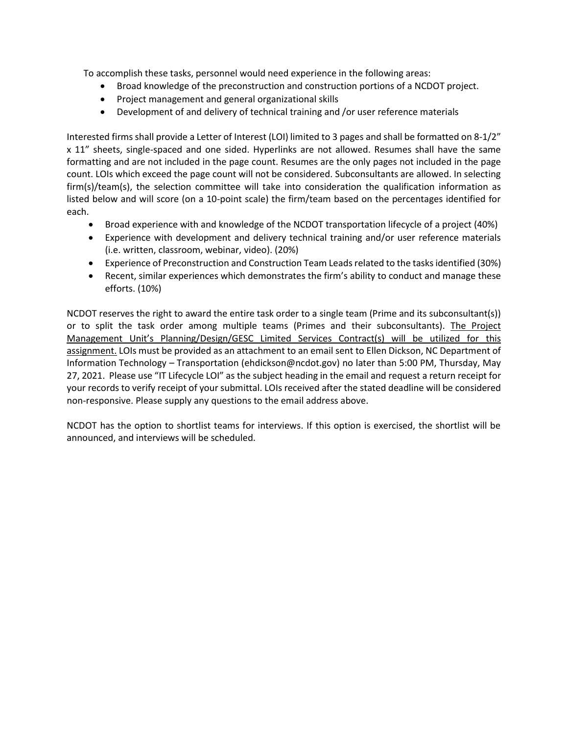To accomplish these tasks, personnel would need experience in the following areas:

- Broad knowledge of the preconstruction and construction portions of a NCDOT project.
- Project management and general organizational skills
- Development of and delivery of technical training and /or user reference materials

Interested firms shall provide a Letter of Interest (LOI) limited to 3 pages and shall be formatted on 8-1/2" x 11" sheets, single-spaced and one sided. Hyperlinks are not allowed. Resumes shall have the same formatting and are not included in the page count. Resumes are the only pages not included in the page count. LOIs which exceed the page count will not be considered. Subconsultants are allowed. In selecting firm(s)/team(s), the selection committee will take into consideration the qualification information as listed below and will score (on a 10-point scale) the firm/team based on the percentages identified for each.

- Broad experience with and knowledge of the NCDOT transportation lifecycle of a project (40%)
- Experience with development and delivery technical training and/or user reference materials (i.e. written, classroom, webinar, video). (20%)
- Experience of Preconstruction and Construction Team Leads related to the tasks identified (30%)
- Recent, similar experiences which demonstrates the firm's ability to conduct and manage these efforts. (10%)

NCDOT reserves the right to award the entire task order to a single team (Prime and its subconsultant(s)) or to split the task order among multiple teams (Primes and their subconsultants). The Project Management Unit's Planning/Design/GESC Limited Services Contract(s) will be utilized for this assignment. LOIs must be provided as an attachment to an email sent to Ellen Dickson, NC Department of Information Technology – Transportation (ehdickson@ncdot.gov) no later than 5:00 PM, Thursday, May 27, 2021. Please use "IT Lifecycle LOI" as the subject heading in the email and request a return receipt for your records to verify receipt of your submittal. LOIs received after the stated deadline will be considered non-responsive. Please supply any questions to the email address above.

NCDOT has the option to shortlist teams for interviews. If this option is exercised, the shortlist will be announced, and interviews will be scheduled.